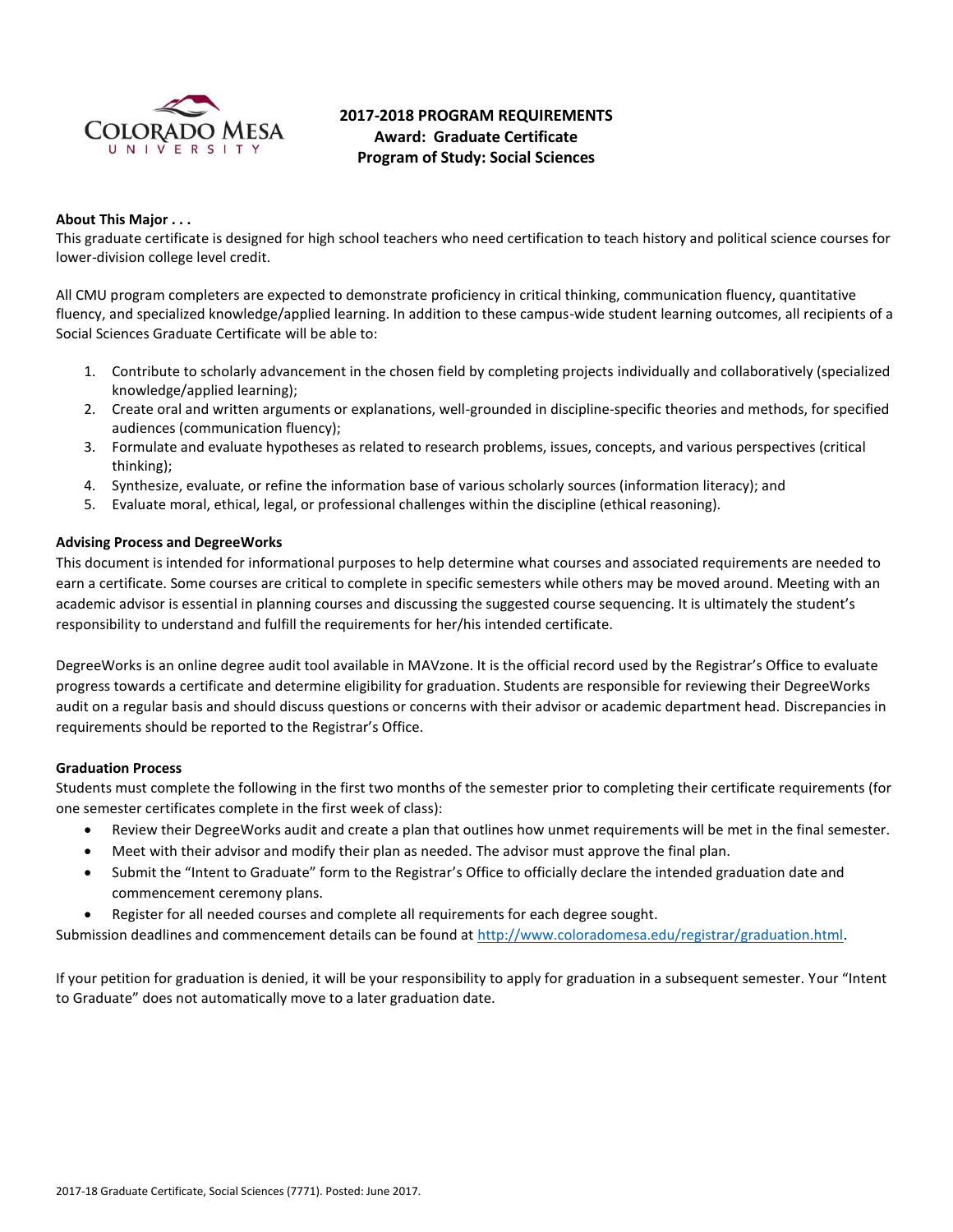# 2017-2018 PROGRAM REQUIREMENTS
## Award: Graduate Certificate
## Program of Study: Social Sciences

**About This Major . . .**

This graduate certificate is designed for high school teachers who need certification to teach history and political science courses for lower-division college level credit.

All CMU program completers are expected to demonstrate proficiency in critical thinking, communication fluency, quantitative fluency, and specialized knowledge/applied learning. In addition to these campus-wide student learning outcomes, all recipients of a Social Sciences Graduate Certificate will be able to:

1. Contribute to scholarly advancement in the chosen field by completing projects individually and collaboratively (specialized knowledge/applied learning);
2. Create oral and written arguments or explanations, well-grounded in discipline-specific theories and methods, for specified audiences (communication fluency);
3. Formulate and evaluate hypotheses as related to research problems, issues, concepts, and various perspectives (critical thinking);
4. Synthesize, evaluate, or refine the information base of various scholarly sources (information literacy); and
5. Evaluate moral, ethical, legal, or professional challenges within the discipline (ethical reasoning).

**Advising Process and DegreeWorks**

This document is intended for informational purposes to help determine what courses and associated requirements are needed to earn a certificate. Some courses are critical to complete in specific semesters while others may be moved around. Meeting with an academic advisor is essential in planning courses and discussing the suggested course sequencing. It is ultimately the student's responsibility to understand and fulfill the requirements for her/his intended certificate.

DegreeWorks is an online degree audit tool available in MAVzone. It is the official record used by the Registrar's Office to evaluate progress towards a certificate and determine eligibility for graduation. Students are responsible for reviewing their DegreeWorks audit on a regular basis and should discuss questions or concerns with their advisor or academic department head. Discrepancies in requirements should be reported to the Registrar's Office.

**Graduation Process**

Students must complete the following in the first two months of the semester prior to completing their certificate requirements (for one semester certificates complete in the first week of class):

- Review their DegreeWorks audit and create a plan that outlines how unmet requirements will be met in the final semester.
- Meet with their advisor and modify their plan as needed. The advisor must approve the final plan.
- Submit the "Intent to Graduate" form to the Registrar's Office to officially declare the intended graduation date and commencement ceremony plans.
- Register for all needed courses and complete all requirements for each degree sought.

Submission deadlines and commencement details can be found at http://www.coloradomesa.edu/registrar/graduation.html.

If your petition for graduation is denied, it will be your responsibility to apply for graduation in a subsequent semester. Your "Intent to Graduate" does not automatically move to a later graduation date.

2017-18 Graduate Certificate, Social Sciences (7771). Posted: June 2017.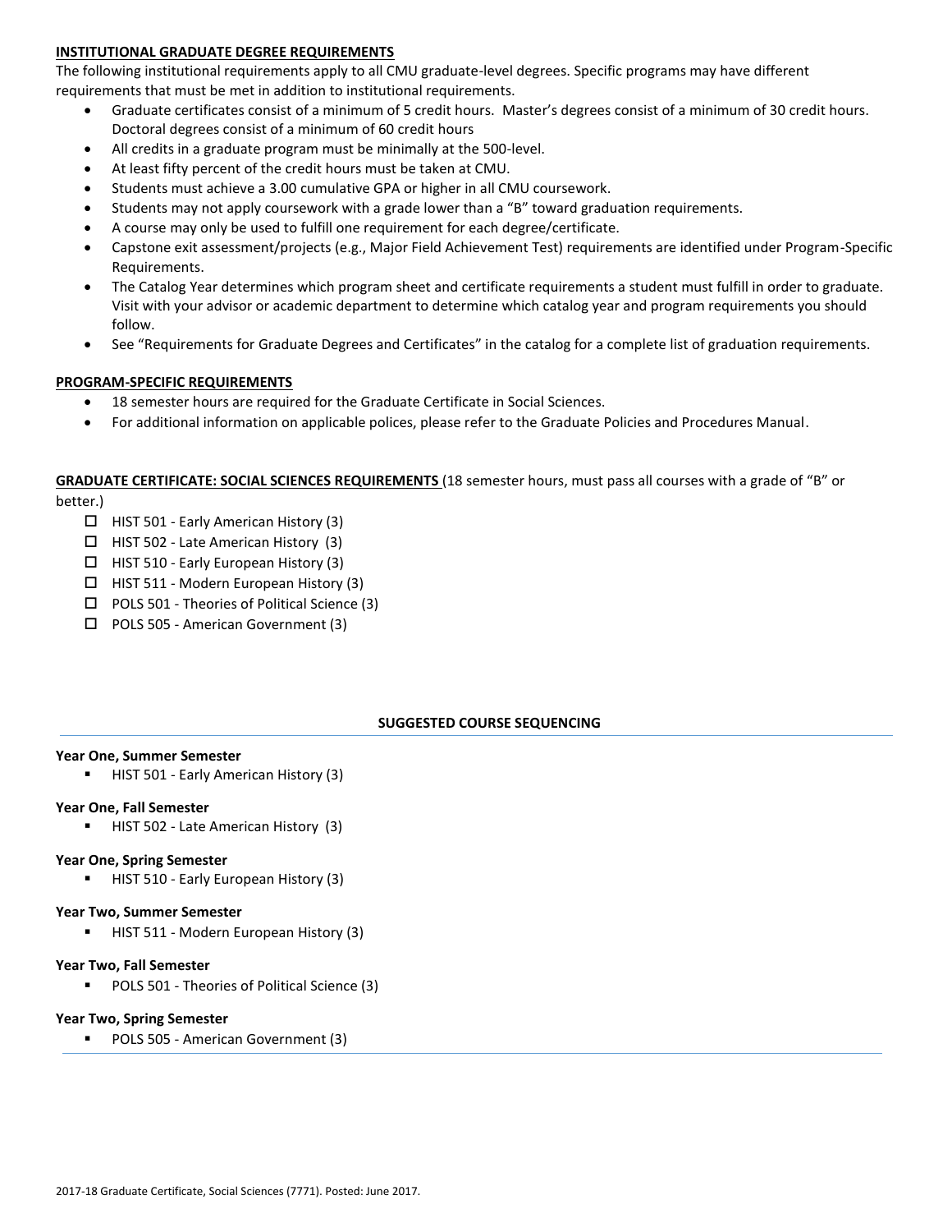**INSTITUTIONAL GRADUATE DEGREE REQUIREMENTS**

The following institutional requirements apply to all CMU graduate-level degrees. Specific programs may have different requirements that must be met in addition to institutional requirements.

- Graduate certificates consist of a minimum of 5 credit hours. Master's degrees consist of a minimum of 30 credit hours. Doctoral degrees consist of a minimum of 60 credit hours
- All credits in a graduate program must be minimally at the 500-level.
- At least fifty percent of the credit hours must be taken at CMU.
- Students must achieve a 3.00 cumulative GPA or higher in all CMU coursework.
- Students may not apply coursework with a grade lower than a "B" toward graduation requirements.
- A course may only be used to fulfill one requirement for each degree/certificate.
- Capstone exit assessment/projects (e.g., Major Field Achievement Test) requirements are identified under Program-Specific Requirements.
- The Catalog Year determines which program sheet and certificate requirements a student must fulfill in order to graduate. Visit with your advisor or academic department to determine which catalog year and program requirements you should follow.
- See "Requirements for Graduate Degrees and Certificates" in the catalog for a complete list of graduation requirements.

**PROGRAM-SPECIFIC REQUIREMENTS**

- 18 semester hours are required for the Graduate Certificate in Social Sciences.
- For additional information on applicable polices, please refer to the Graduate Policies and Procedures Manual.

**GRADUATE CERTIFICATE: SOCIAL SCIENCES REQUIREMENTS** (18 semester hours, must pass all courses with a grade of "B" or better.)

- ☐ HIST 501 - Early American History (3)
- ☐ HIST 502 - Late American History (3)
- ☐ HIST 510 - Early European History (3)
- ☐ HIST 511 - Modern European History (3)
- ☐ POLS 501 - Theories of Political Science (3)
- ☐ POLS 505 - American Government (3)

**SUGGESTED COURSE SEQUENCING**

**Year One, Summer Semester**
- HIST 501 - Early American History (3)

**Year One, Fall Semester**
- HIST 502 - Late American History (3)

**Year One, Spring Semester**
- HIST 510 - Early European History (3)

**Year Two, Summer Semester**
- HIST 511 - Modern European History (3)

**Year Two, Fall Semester**
- POLS 501 - Theories of Political Science (3)

**Year Two, Spring Semester**
- POLS 505 - American Government (3)